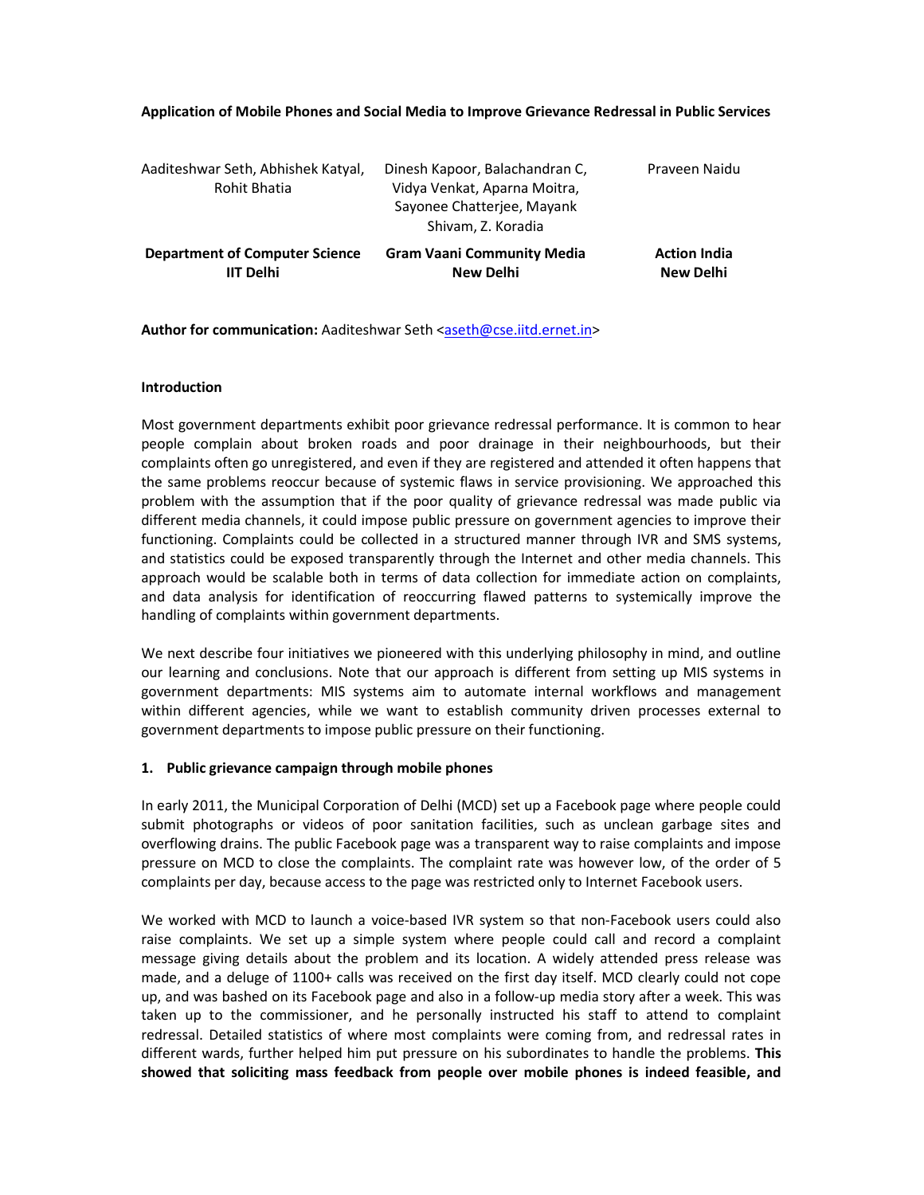**Application of Mobile Phones and Social Media to Improve Grievance Redressal in Public Services**

| Aaditeshwar Seth, Abhishek Katyal, Rohit Bhatia | Dinesh Kapoor, Balachandran C, Vidya Venkat, Aparna Moitra, Sayonee Chatterjee, Mayank Shivam, Z. Koradia | Praveen Naidu |
|---|---|---|
| **Department of Computer Science IIT Delhi** | **Gram Vaani Community Media New Delhi** | **Action India New Delhi** |

**Author for communication:** Aaditeshwar Seth <aseth@cse.iitd.ernet.in>

**Introduction**

Most government departments exhibit poor grievance redressal performance. It is common to hear people complain about broken roads and poor drainage in their neighbourhoods, but their complaints often go unregistered, and even if they are registered and attended it often happens that the same problems reoccur because of systemic flaws in service provisioning. We approached this problem with the assumption that if the poor quality of grievance redressal was made public via different media channels, it could impose public pressure on government agencies to improve their functioning. Complaints could be collected in a structured manner through IVR and SMS systems, and statistics could be exposed transparently through the Internet and other media channels. This approach would be scalable both in terms of data collection for immediate action on complaints, and data analysis for identification of reoccurring flawed patterns to systemically improve the handling of complaints within government departments.

We next describe four initiatives we pioneered with this underlying philosophy in mind, and outline our learning and conclusions. Note that our approach is different from setting up MIS systems in government departments: MIS systems aim to automate internal workflows and management within different agencies, while we want to establish community driven processes external to government departments to impose public pressure on their functioning.

**1. Public grievance campaign through mobile phones**

In early 2011, the Municipal Corporation of Delhi (MCD) set up a Facebook page where people could submit photographs or videos of poor sanitation facilities, such as unclean garbage sites and overflowing drains. The public Facebook page was a transparent way to raise complaints and impose pressure on MCD to close the complaints. The complaint rate was however low, of the order of 5 complaints per day, because access to the page was restricted only to Internet Facebook users.

We worked with MCD to launch a voice-based IVR system so that non-Facebook users could also raise complaints. We set up a simple system where people could call and record a complaint message giving details about the problem and its location. A widely attended press release was made, and a deluge of 1100+ calls was received on the first day itself. MCD clearly could not cope up, and was bashed on its Facebook page and also in a follow-up media story after a week. This was taken up to the commissioner, and he personally instructed his staff to attend to complaint redressal. Detailed statistics of where most complaints were coming from, and redressal rates in different wards, further helped him put pressure on his subordinates to handle the problems. **This showed that soliciting mass feedback from people over mobile phones is indeed feasible, and**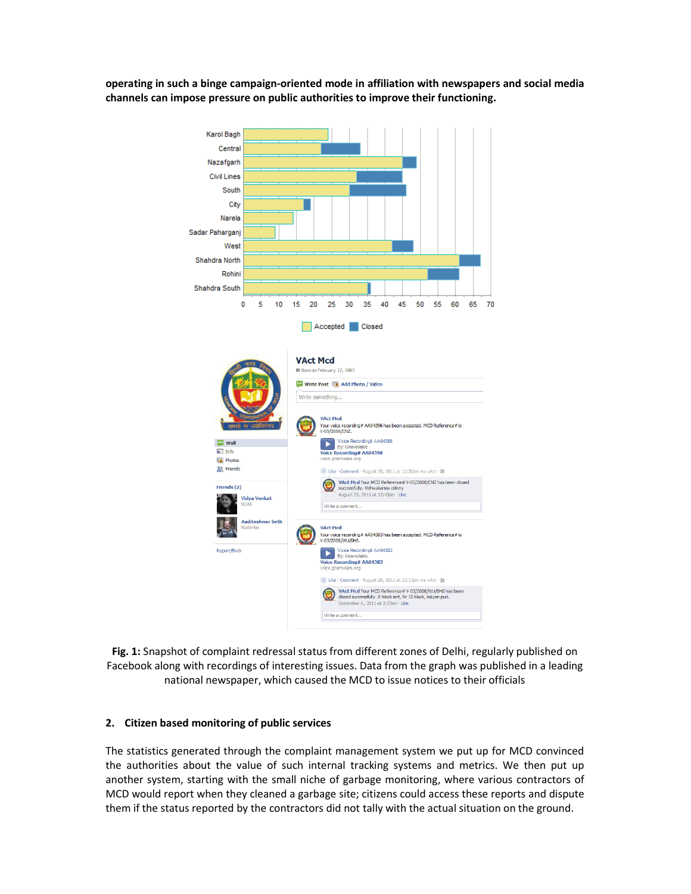**operating in such a binge campaign-oriented mode in affiliation with newspapers and social media channels can impose pressure on public authorities to improve their functioning.**

**Fig. 1:** Snapshot of complaint redressal status from different zones of Delhi, regularly published on Facebook along with recordings of interesting issues. Data from the graph was published in a leading national newspaper, which caused the MCD to issue notices to their officials

## 2. Citizen based monitoring of public services

The statistics generated through the complaint management system we put up for MCD convinced the authorities about the value of such internal tracking systems and metrics. We then put up another system, starting with the small niche of garbage monitoring, where various contractors of MCD would report when they cleaned a garbage site; citizens could access these reports and dispute them if the status reported by the contractors did not tally with the actual situation on the ground.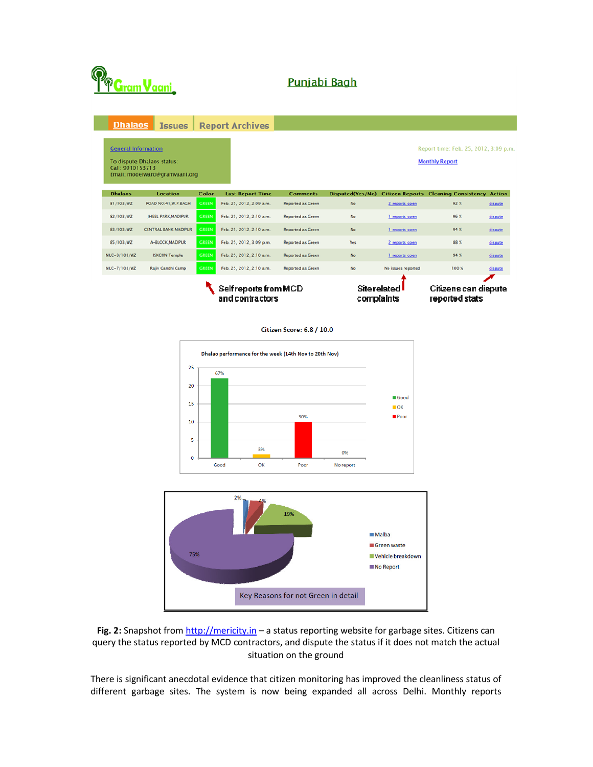Punjabi Bagh

Dhalaos | Issues | Report Archives

General Information

To dispute Dhalaos status
Call: 9910153713
Email: modelward@gramvaani.org

Report time: Feb. 25, 2012, 3:09 p.m.

Monthly Report

| Dhalaos | Location | Color | Last Report Time | Comments | Disputed(Yes/No) | Citizen Reports | Cleaning Consistency | Action |
|---|---|---|---|---|---|---|---|---|
| 81/103/WZ | ROAD NO:41,W.P.BAGH | GREEN | Feb. 25, 2012, 2:09 a.m. | Reported as Green | No | 2 reports open | 92 % | dispute |
| 82/103/WZ | JHEEL PARK,MADIPUR | GREEN | Feb. 25, 2012, 2:10 a.m. | Reported as Green | No | 1 reports open | 96 % | dispute |
| 83/103/WZ | CENTRAL BANK MADIPUR | GREEN | Feb. 25, 2012, 2:10 a.m. | Reported as Green | No | 1 reports open | 94 % | dispute |
| 85/103/WZ | A-BLOCK,MADIPUR | GREEN | Feb. 25, 2012, 3:09 p.m. | Reported as Green | Yes | 2 reports open | 88 % | dispute |
| NUC-3/103/WZ | ISKCON Temple | GREEN | Feb. 25, 2012, 2:10 a.m. | Reported as Green | No | 1 reports open | 94 % | dispute |
| NUC-7/103/WZ | Rajiv Gandhi Camp | GREEN | Feb. 25, 2012, 2:10 a.m. | Reported as Green | No | No issues reported | 100 % | dispute |

Self reports from MCD and contractors — Site related complaints — Citizens can dispute reported stats

Citizen Score: 6.8 / 10.0

Dhalao performance for the week (14th Nov to 20th Nov)

Good 67%, OK 3%, Poor 30%, No report 0%

Key Reasons for not Green in detail

Malba 2%, Green waste 4%, Vehicle breakdown 19%, No Report 75%

**Fig. 2:** Snapshot from http://mericity.in – a status reporting website for garbage sites. Citizens can query the status reported by MCD contractors, and dispute the status if it does not match the actual situation on the ground

There is significant anecdotal evidence that citizen monitoring has improved the cleanliness status of different garbage sites. The system is now being expanded all across Delhi. Monthly reports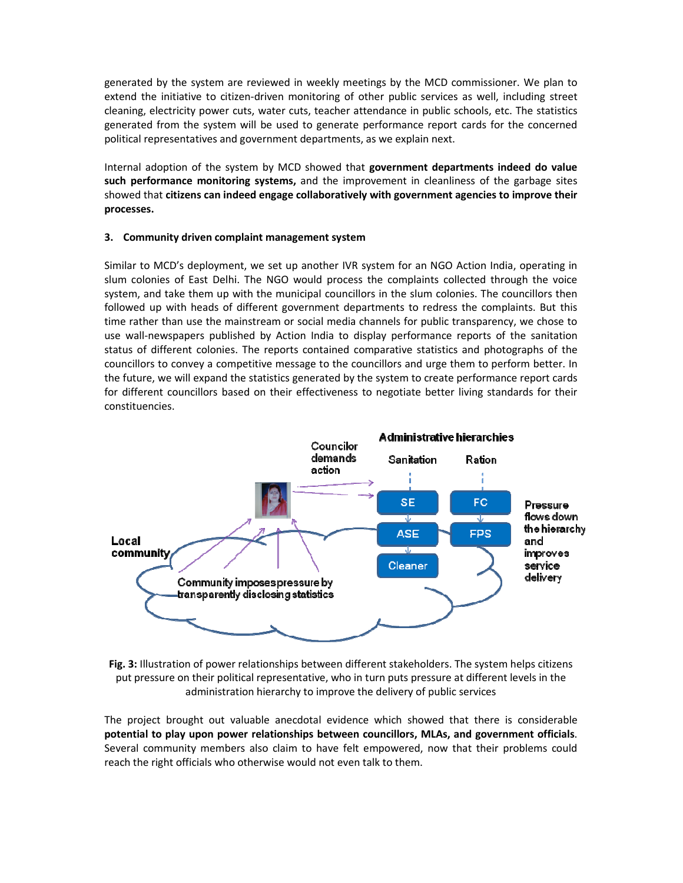generated by the system are reviewed in weekly meetings by the MCD commissioner. We plan to extend the initiative to citizen-driven monitoring of other public services as well, including street cleaning, electricity power cuts, water cuts, teacher attendance in public schools, etc. The statistics generated from the system will be used to generate performance report cards for the concerned political representatives and government departments, as we explain next.

Internal adoption of the system by MCD showed that **government departments indeed do value such performance monitoring systems,** and the improvement in cleanliness of the garbage sites showed that **citizens can indeed engage collaboratively with government agencies to improve their processes.**

### 3. Community driven complaint management system

Similar to MCD's deployment, we set up another IVR system for an NGO Action India, operating in slum colonies of East Delhi. The NGO would process the complaints collected through the voice system, and take them up with the municipal councillors in the slum colonies. The councillors then followed up with heads of different government departments to redress the complaints. But this time rather than use the mainstream or social media channels for public transparency, we chose to use wall-newspapers published by Action India to display performance reports of the sanitation status of different colonies. The reports contained comparative statistics and photographs of the councillors to convey a competitive message to the councillors and urge them to perform better. In the future, we will expand the statistics generated by the system to create performance report cards for different councillors based on their effectiveness to negotiate better living standards for their constituencies.

**Fig. 3:** Illustration of power relationships between different stakeholders. The system helps citizens put pressure on their political representative, who in turn puts pressure at different levels in the administration hierarchy to improve the delivery of public services

The project brought out valuable anecdotal evidence which showed that there is considerable **potential to play upon power relationships between councillors, MLAs, and government officials**. Several community members also claim to have felt empowered, now that their problems could reach the right officials who otherwise would not even talk to them.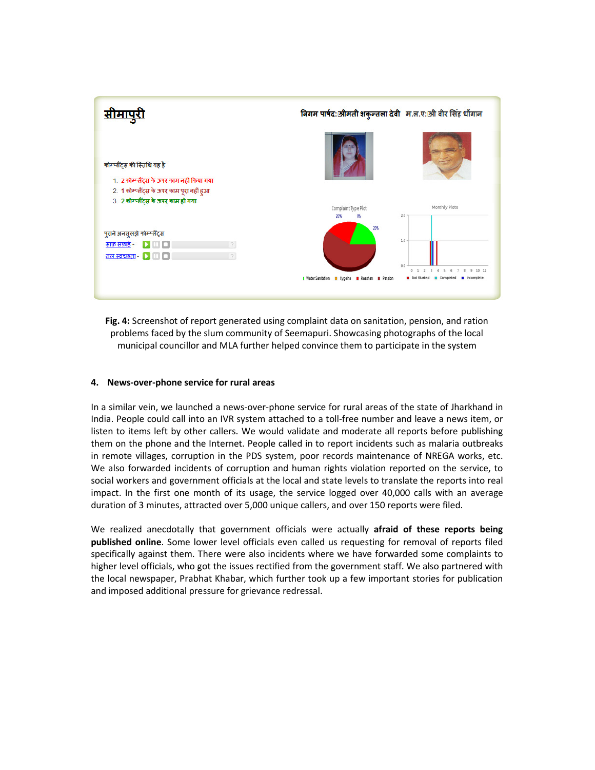**Fig. 4:** Screenshot of report generated using complaint data on sanitation, pension, and ration problems faced by the slum community of Seemapuri. Showcasing photographs of the local municipal councillor and MLA further helped convince them to participate in the system

### 4. News-over-phone service for rural areas

In a similar vein, we launched a news-over-phone service for rural areas of the state of Jharkhand in India. People could call into an IVR system attached to a toll-free number and leave a news item, or listen to items left by other callers. We would validate and moderate all reports before publishing them on the phone and the Internet. People called in to report incidents such as malaria outbreaks in remote villages, corruption in the PDS system, poor records maintenance of NREGA works, etc. We also forwarded incidents of corruption and human rights violation reported on the service, to social workers and government officials at the local and state levels to translate the reports into real impact. In the first one month of its usage, the service logged over 40,000 calls with an average duration of 3 minutes, attracted over 5,000 unique callers, and over 150 reports were filed.

We realized anecdotally that government officials were actually **afraid of these reports being published online**. Some lower level officials even called us requesting for removal of reports filed specifically against them. There were also incidents where we have forwarded some complaints to higher level officials, who got the issues rectified from the government staff. We also partnered with the local newspaper, Prabhat Khabar, which further took up a few important stories for publication and imposed additional pressure for grievance redressal.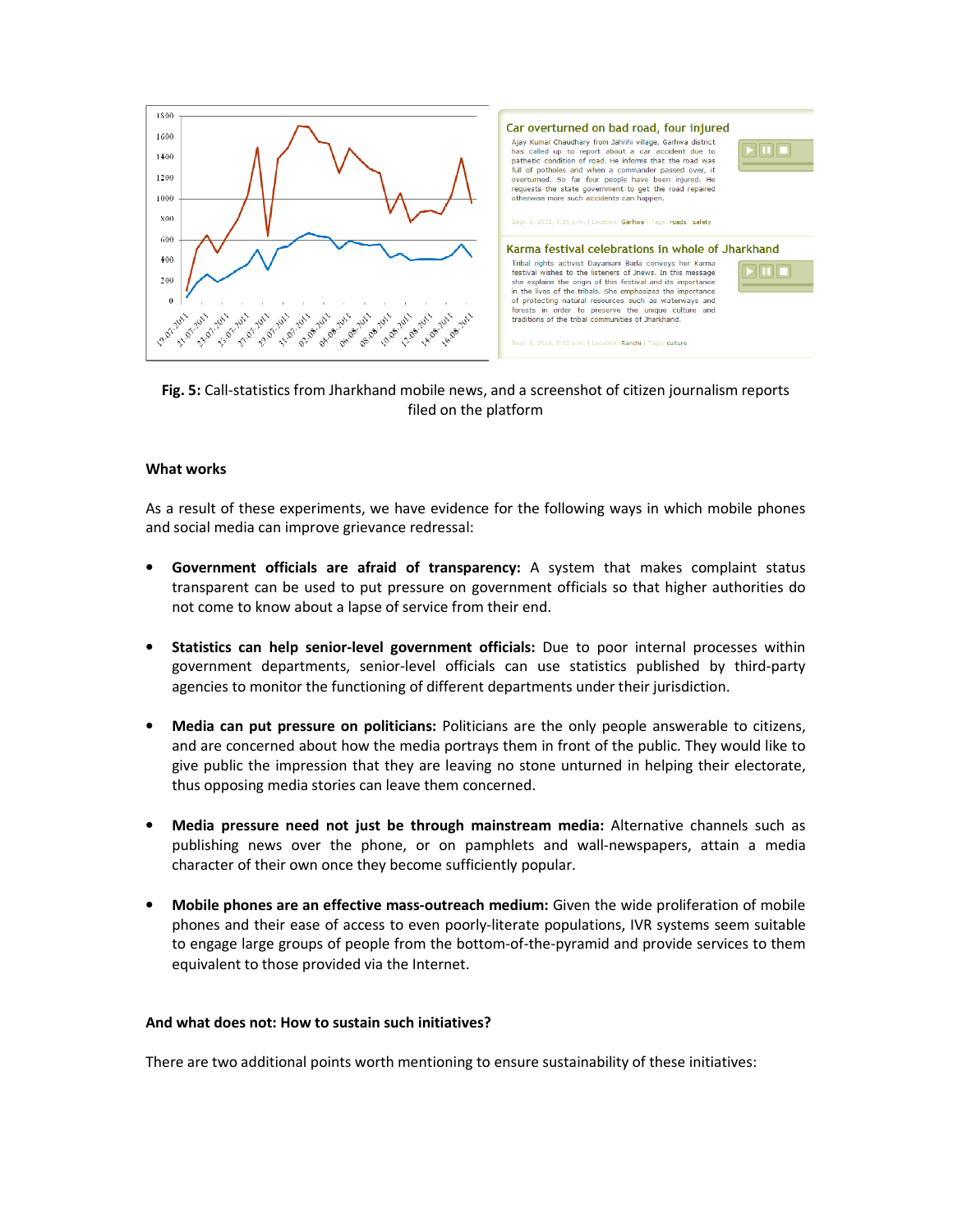**Fig. 5:** Call-statistics from Jharkhand mobile news, and a screenshot of citizen journalism reports filed on the platform

**What works**

As a result of these experiments, we have evidence for the following ways in which mobile phones and social media can improve grievance redressal:

- **Government officials are afraid of transparency:** A system that makes complaint status transparent can be used to put pressure on government officials so that higher authorities do not come to know about a lapse of service from their end.
- **Statistics can help senior-level government officials:** Due to poor internal processes within government departments, senior-level officials can use statistics published by third-party agencies to monitor the functioning of different departments under their jurisdiction.
- **Media can put pressure on politicians:** Politicians are the only people answerable to citizens, and are concerned about how the media portrays them in front of the public. They would like to give public the impression that they are leaving no stone unturned in helping their electorate, thus opposing media stories can leave them concerned.
- **Media pressure need not just be through mainstream media:** Alternative channels such as publishing news over the phone, or on pamphlets and wall-newspapers, attain a media character of their own once they become sufficiently popular.
- **Mobile phones are an effective mass-outreach medium:** Given the wide proliferation of mobile phones and their ease of access to even poorly-literate populations, IVR systems seem suitable to engage large groups of people from the bottom-of-the-pyramid and provide services to them equivalent to those provided via the Internet.

**And what does not: How to sustain such initiatives?**

There are two additional points worth mentioning to ensure sustainability of these initiatives: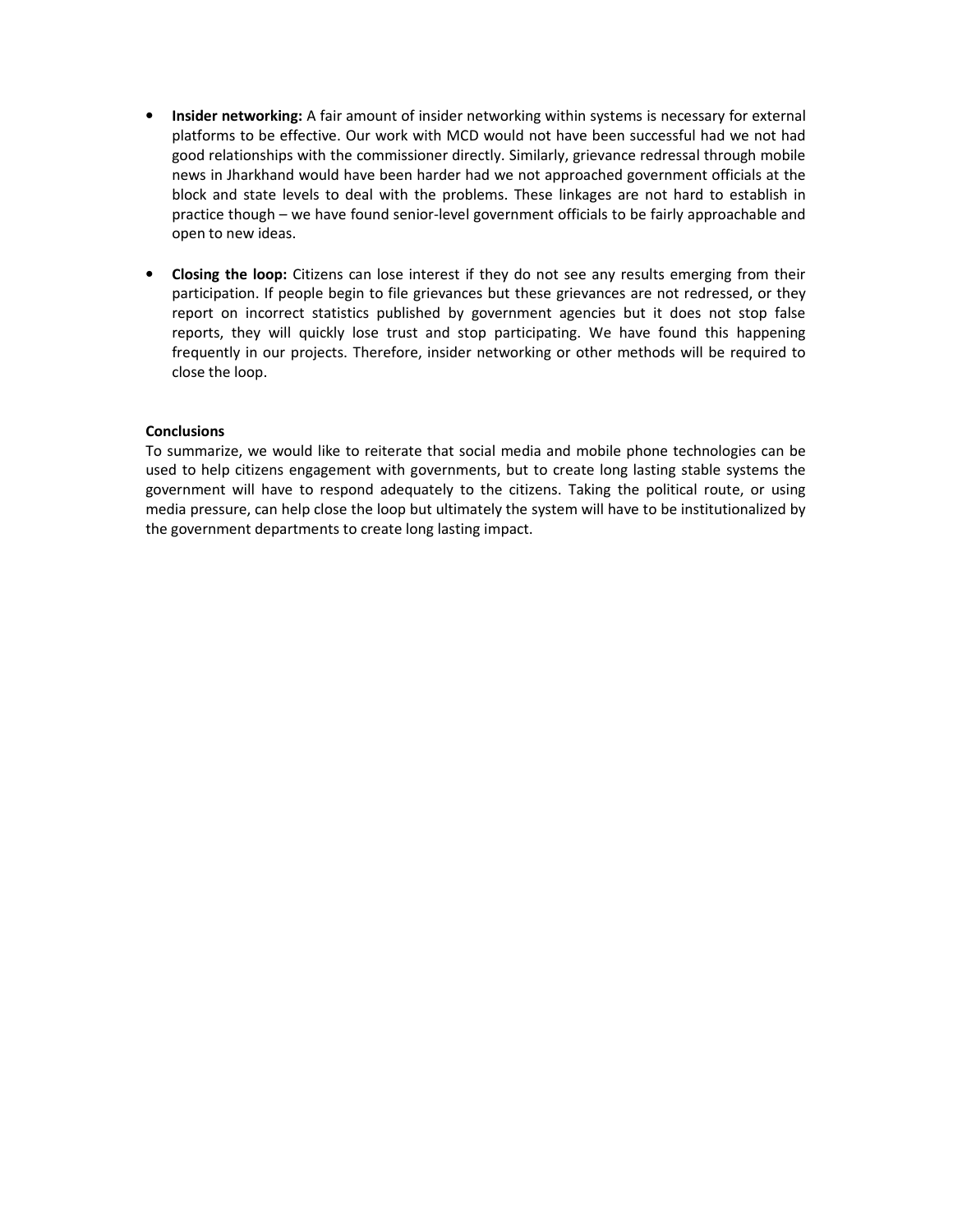- **Insider networking:** A fair amount of insider networking within systems is necessary for external platforms to be effective. Our work with MCD would not have been successful had we not had good relationships with the commissioner directly. Similarly, grievance redressal through mobile news in Jharkhand would have been harder had we not approached government officials at the block and state levels to deal with the problems. These linkages are not hard to establish in practice though – we have found senior-level government officials to be fairly approachable and open to new ideas.

- **Closing the loop:** Citizens can lose interest if they do not see any results emerging from their participation. If people begin to file grievances but these grievances are not redressed, or they report on incorrect statistics published by government agencies but it does not stop false reports, they will quickly lose trust and stop participating. We have found this happening frequently in our projects. Therefore, insider networking or other methods will be required to close the loop.

**Conclusions**

To summarize, we would like to reiterate that social media and mobile phone technologies can be used to help citizens engagement with governments, but to create long lasting stable systems the government will have to respond adequately to the citizens. Taking the political route, or using media pressure, can help close the loop but ultimately the system will have to be institutionalized by the government departments to create long lasting impact.